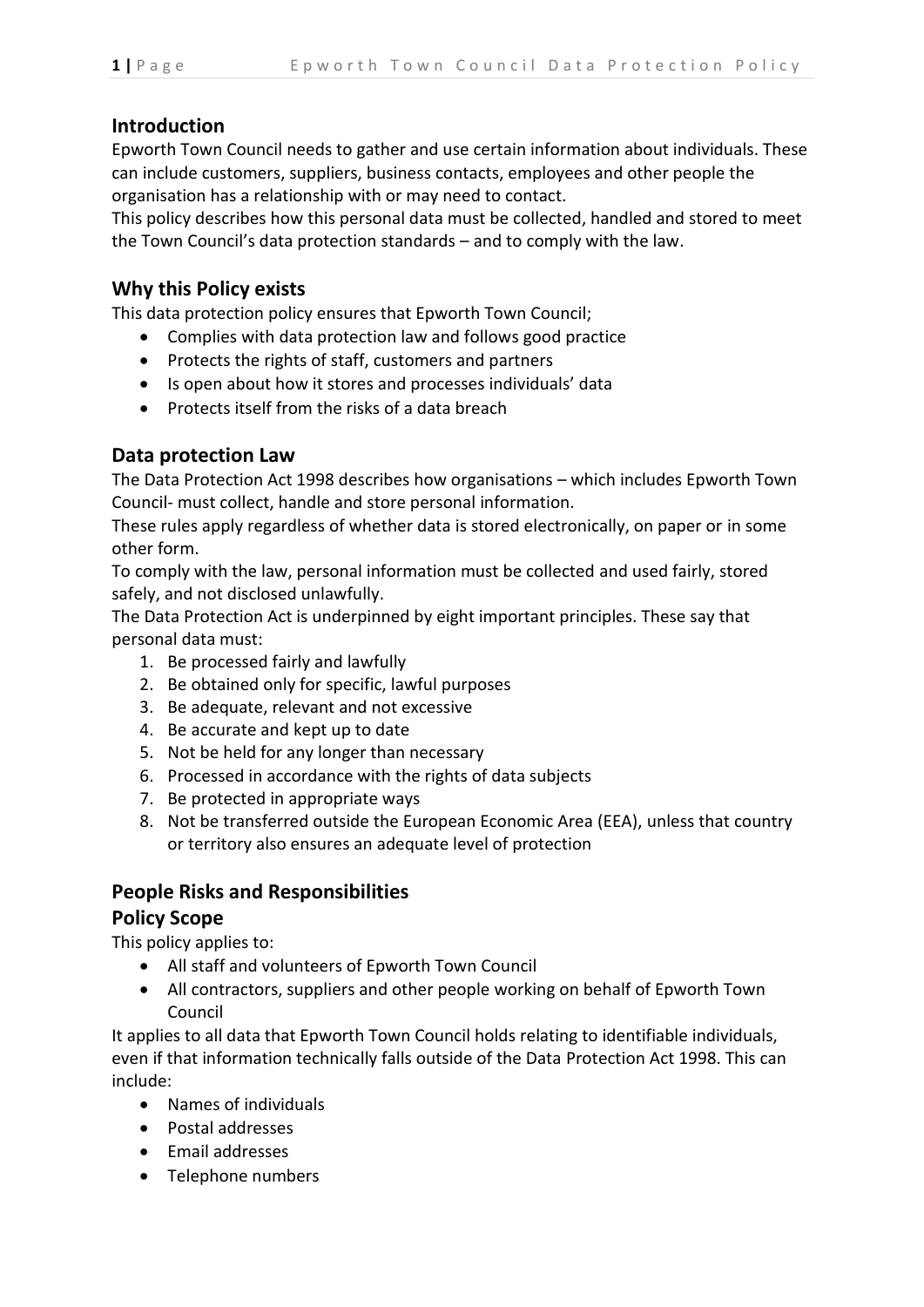## Introduction

Epworth Town Council needs to gather and use certain information about individuals. These can include customers, suppliers, business contacts, employees and other people the organisation has a relationship with or may need to contact.

This policy describes how this personal data must be collected, handled and stored to meet the Town Council's data protection standards – and to comply with the law.

## Why this Policy exists

This data protection policy ensures that Epworth Town Council;

- Complies with data protection law and follows good practice
- Protects the rights of staff, customers and partners
- Is open about how it stores and processes individuals' data
- Protects itself from the risks of a data breach

## Data protection Law

The Data Protection Act 1998 describes how organisations – which includes Epworth Town Council- must collect, handle and store personal information.

These rules apply regardless of whether data is stored electronically, on paper or in some other form.

To comply with the law, personal information must be collected and used fairly, stored safely, and not disclosed unlawfully.

The Data Protection Act is underpinned by eight important principles. These say that personal data must:

1. Be processed fairly and lawfully
2. Be obtained only for specific, lawful purposes
3. Be adequate, relevant and not excessive
4. Be accurate and kept up to date
5. Not be held for any longer than necessary
6. Processed in accordance with the rights of data subjects
7. Be protected in appropriate ways
8. Not be transferred outside the European Economic Area (EEA), unless that country or territory also ensures an adequate level of protection

## People Risks and Responsibilities

## Policy Scope

This policy applies to:

- All staff and volunteers of Epworth Town Council
- All contractors, suppliers and other people working on behalf of Epworth Town Council

It applies to all data that Epworth Town Council holds relating to identifiable individuals, even if that information technically falls outside of the Data Protection Act 1998. This can include:

- Names of individuals
- Postal addresses
- Email addresses
- Telephone numbers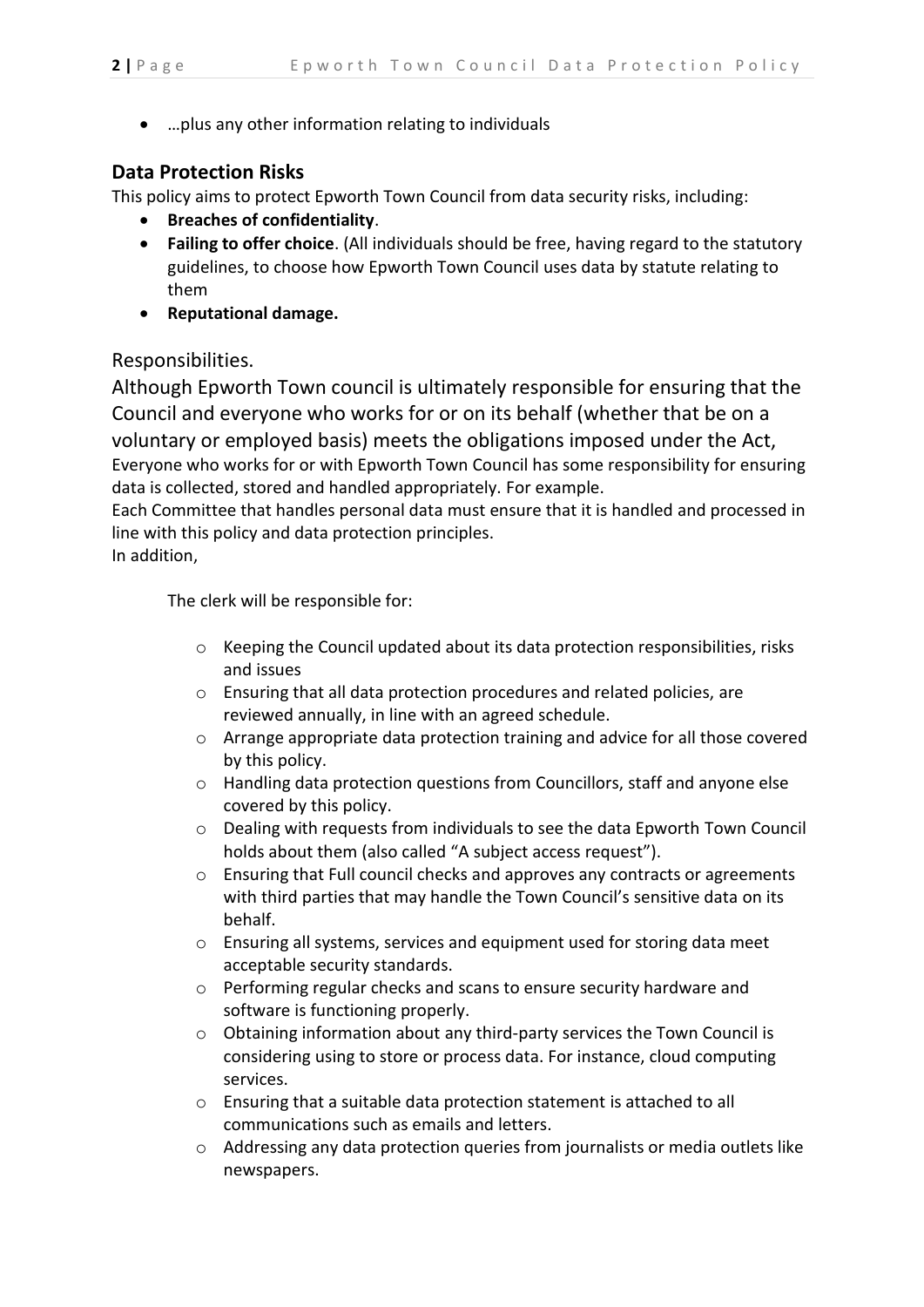- …plus any other information relating to individuals

## Data Protection Risks

This policy aims to protect Epworth Town Council from data security risks, including:

- **Breaches of confidentiality**.
- **Failing to offer choice**. (All individuals should be free, having regard to the statutory guidelines, to choose how Epworth Town Council uses data by statute relating to them
- **Reputational damage.**

## Responsibilities.

Although Epworth Town council is ultimately responsible for ensuring that the Council and everyone who works for or on its behalf (whether that be on a voluntary or employed basis) meets the obligations imposed under the Act,

Everyone who works for or with Epworth Town Council has some responsibility for ensuring data is collected, stored and handled appropriately. For example.

Each Committee that handles personal data must ensure that it is handled and processed in line with this policy and data protection principles.

In addition,

The clerk will be responsible for:

- Keeping the Council updated about its data protection responsibilities, risks and issues
- Ensuring that all data protection procedures and related policies, are reviewed annually, in line with an agreed schedule.
- Arrange appropriate data protection training and advice for all those covered by this policy.
- Handling data protection questions from Councillors, staff and anyone else covered by this policy.
- Dealing with requests from individuals to see the data Epworth Town Council holds about them (also called "A subject access request").
- Ensuring that Full council checks and approves any contracts or agreements with third parties that may handle the Town Council's sensitive data on its behalf.
- Ensuring all systems, services and equipment used for storing data meet acceptable security standards.
- Performing regular checks and scans to ensure security hardware and software is functioning properly.
- Obtaining information about any third-party services the Town Council is considering using to store or process data. For instance, cloud computing services.
- Ensuring that a suitable data protection statement is attached to all communications such as emails and letters.
- Addressing any data protection queries from journalists or media outlets like newspapers.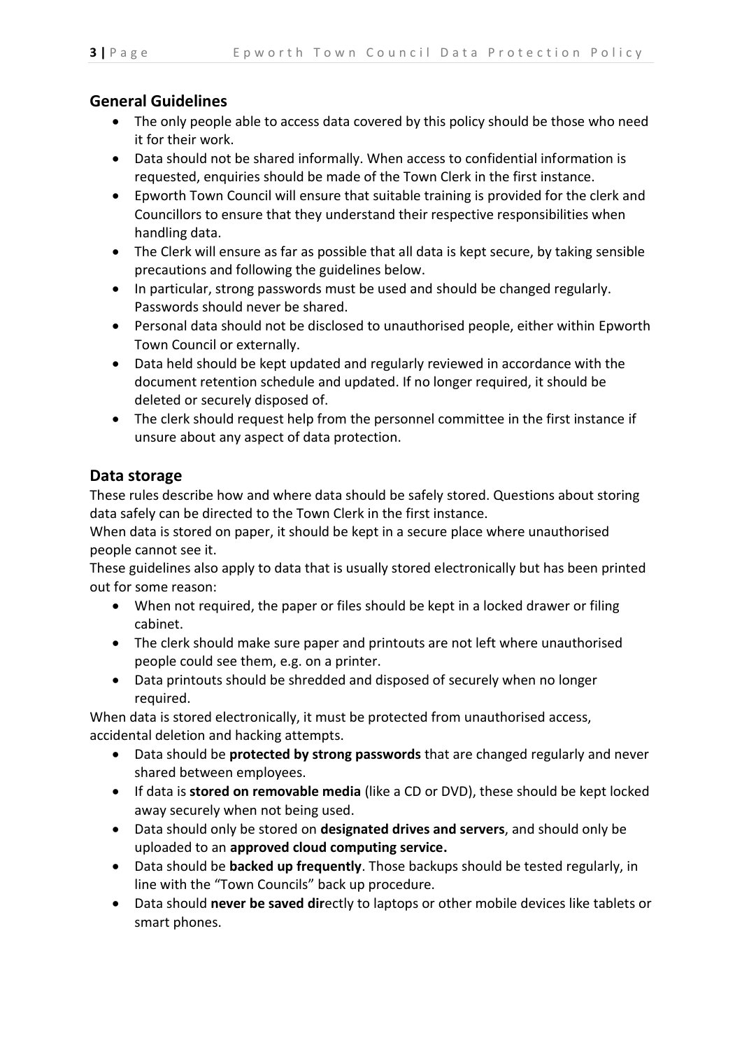## General Guidelines

- The only people able to access data covered by this policy should be those who need it for their work.
- Data should not be shared informally. When access to confidential information is requested, enquiries should be made of the Town Clerk in the first instance.
- Epworth Town Council will ensure that suitable training is provided for the clerk and Councillors to ensure that they understand their respective responsibilities when handling data.
- The Clerk will ensure as far as possible that all data is kept secure, by taking sensible precautions and following the guidelines below.
- In particular, strong passwords must be used and should be changed regularly. Passwords should never be shared.
- Personal data should not be disclosed to unauthorised people, either within Epworth Town Council or externally.
- Data held should be kept updated and regularly reviewed in accordance with the document retention schedule and updated. If no longer required, it should be deleted or securely disposed of.
- The clerk should request help from the personnel committee in the first instance if unsure about any aspect of data protection.

## Data storage

These rules describe how and where data should be safely stored. Questions about storing data safely can be directed to the Town Clerk in the first instance.

When data is stored on paper, it should be kept in a secure place where unauthorised people cannot see it.

These guidelines also apply to data that is usually stored electronically but has been printed out for some reason:

- When not required, the paper or files should be kept in a locked drawer or filing cabinet.
- The clerk should make sure paper and printouts are not left where unauthorised people could see them, e.g. on a printer.
- Data printouts should be shredded and disposed of securely when no longer required.

When data is stored electronically, it must be protected from unauthorised access, accidental deletion and hacking attempts.

- Data should be **protected by strong passwords** that are changed regularly and never shared between employees.
- If data is **stored on removable media** (like a CD or DVD), these should be kept locked away securely when not being used.
- Data should only be stored on **designated drives and servers**, and should only be uploaded to an **approved cloud computing service.**
- Data should be **backed up frequently**. Those backups should be tested regularly, in line with the "Town Councils" back up procedure.
- Data should **never be saved dir**ectly to laptops or other mobile devices like tablets or smart phones.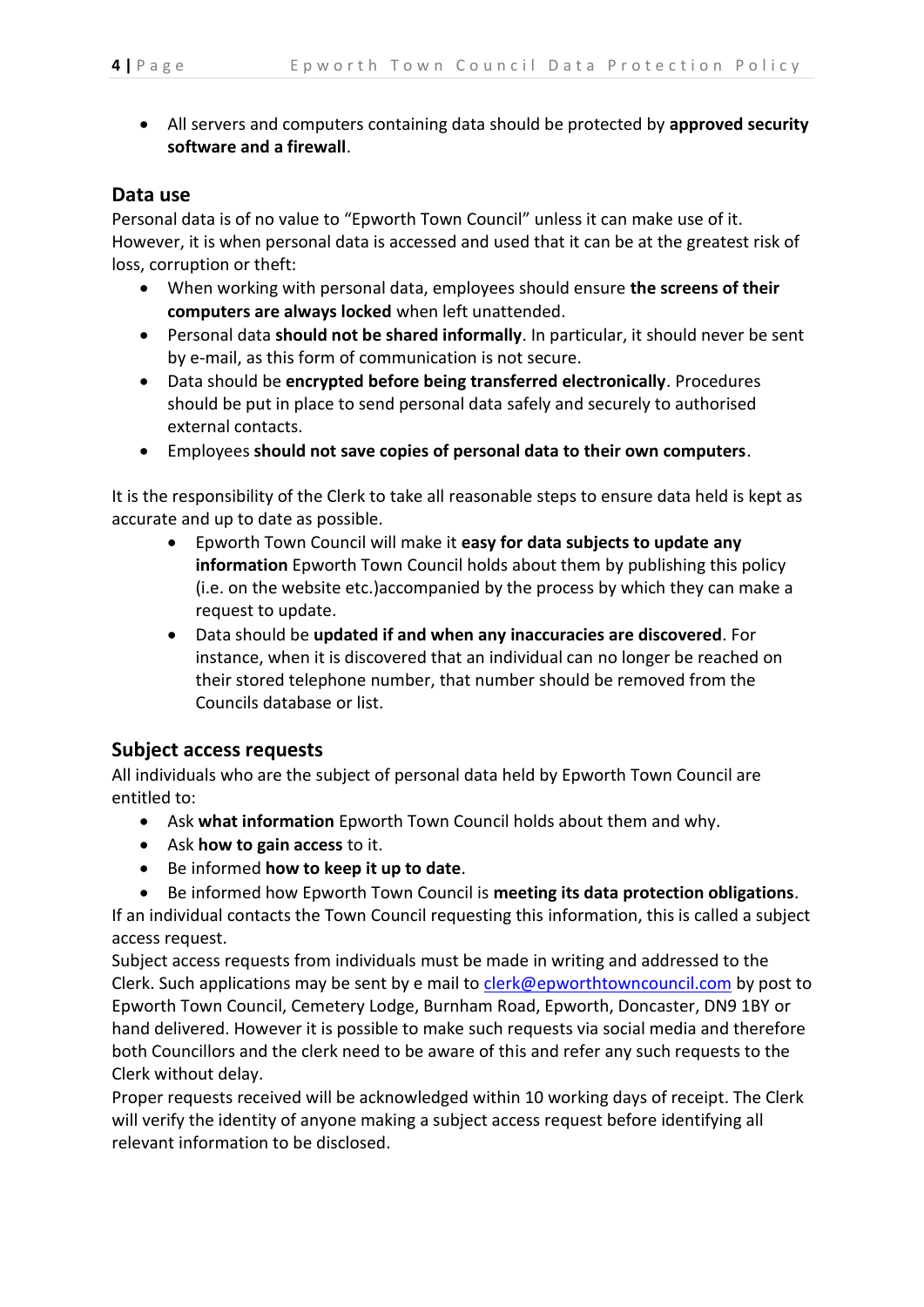- All servers and computers containing data should be protected by **approved security software and a firewall**.

## Data use

Personal data is of no value to "Epworth Town Council" unless it can make use of it. However, it is when personal data is accessed and used that it can be at the greatest risk of loss, corruption or theft:

- When working with personal data, employees should ensure **the screens of their computers are always locked** when left unattended.
- Personal data **should not be shared informally**. In particular, it should never be sent by e-mail, as this form of communication is not secure.
- Data should be **encrypted before being transferred electronically**. Procedures should be put in place to send personal data safely and securely to authorised external contacts.
- Employees **should not save copies of personal data to their own computers**.

It is the responsibility of the Clerk to take all reasonable steps to ensure data held is kept as accurate and up to date as possible.

- Epworth Town Council will make it **easy for data subjects to update any information** Epworth Town Council holds about them by publishing this policy (i.e. on the website etc.)accompanied by the process by which they can make a request to update.
- Data should be **updated if and when any inaccuracies are discovered**. For instance, when it is discovered that an individual can no longer be reached on their stored telephone number, that number should be removed from the Councils database or list.

## Subject access requests

All individuals who are the subject of personal data held by Epworth Town Council are entitled to:

- Ask **what information** Epworth Town Council holds about them and why.
- Ask **how to gain access** to it.
- Be informed **how to keep it up to date**.
- Be informed how Epworth Town Council is **meeting its data protection obligations**.

If an individual contacts the Town Council requesting this information, this is called a subject access request.

Subject access requests from individuals must be made in writing and addressed to the Clerk. Such applications may be sent by e mail to clerk@epworthtowncouncil.com by post to Epworth Town Council, Cemetery Lodge, Burnham Road, Epworth, Doncaster, DN9 1BY or hand delivered. However it is possible to make such requests via social media and therefore both Councillors and the clerk need to be aware of this and refer any such requests to the Clerk without delay.

Proper requests received will be acknowledged within 10 working days of receipt. The Clerk will verify the identity of anyone making a subject access request before identifying all relevant information to be disclosed.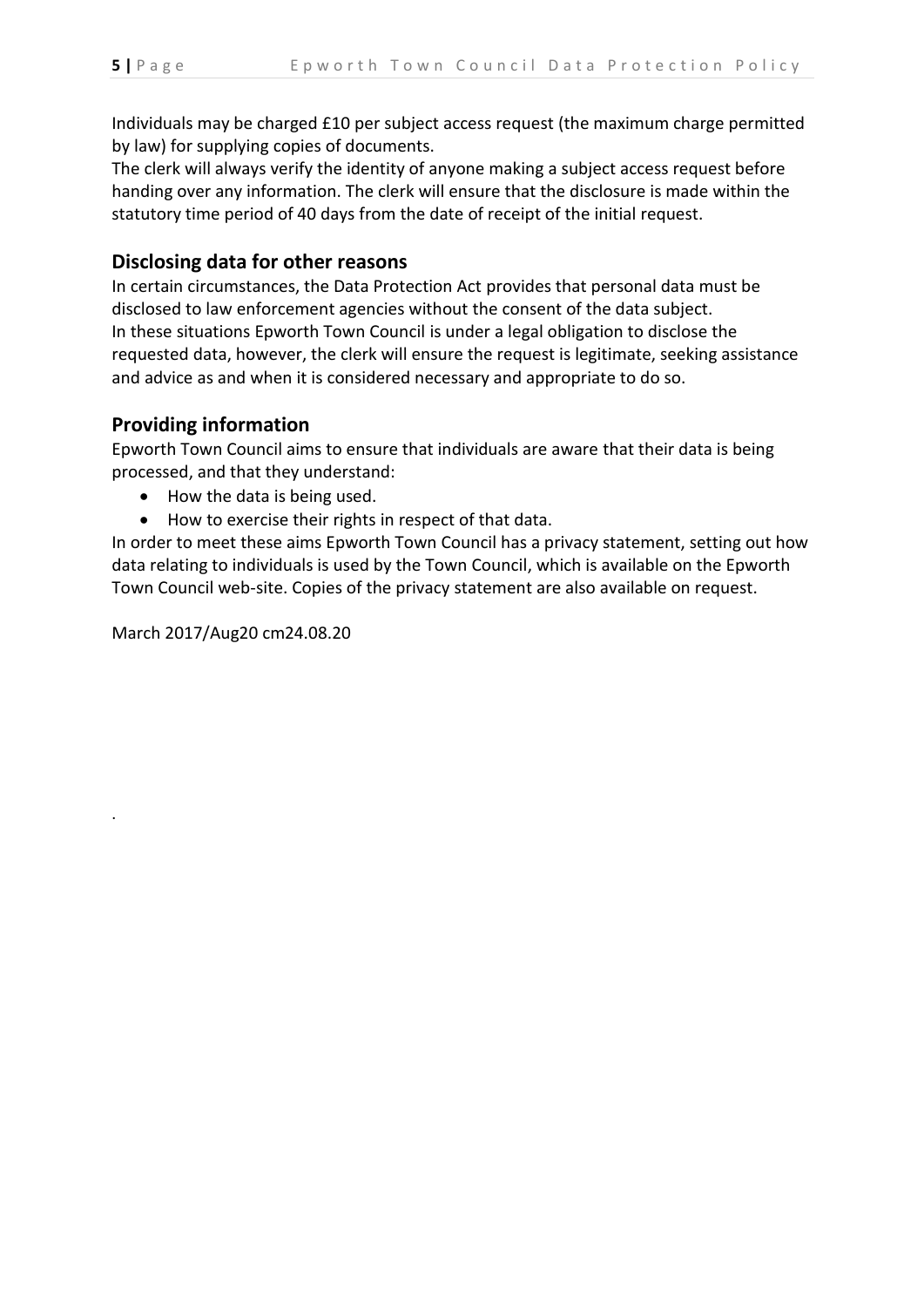Individuals may be charged £10 per subject access request (the maximum charge permitted by law) for supplying copies of documents.
The clerk will always verify the identity of anyone making a subject access request before handing over any information. The clerk will ensure that the disclosure is made within the statutory time period of 40 days from the date of receipt of the initial request.

## Disclosing data for other reasons

In certain circumstances, the Data Protection Act provides that personal data must be disclosed to law enforcement agencies without the consent of the data subject.
In these situations Epworth Town Council is under a legal obligation to disclose the requested data, however, the clerk will ensure the request is legitimate, seeking assistance and advice as and when it is considered necessary and appropriate to do so.

## Providing information

Epworth Town Council aims to ensure that individuals are aware that their data is being processed, and that they understand:

- How the data is being used.
- How to exercise their rights in respect of that data.

In order to meet these aims Epworth Town Council has a privacy statement, setting out how data relating to individuals is used by the Town Council, which is available on the Epworth Town Council web-site. Copies of the privacy statement are also available on request.

March 2017/Aug20 cm24.08.20

.